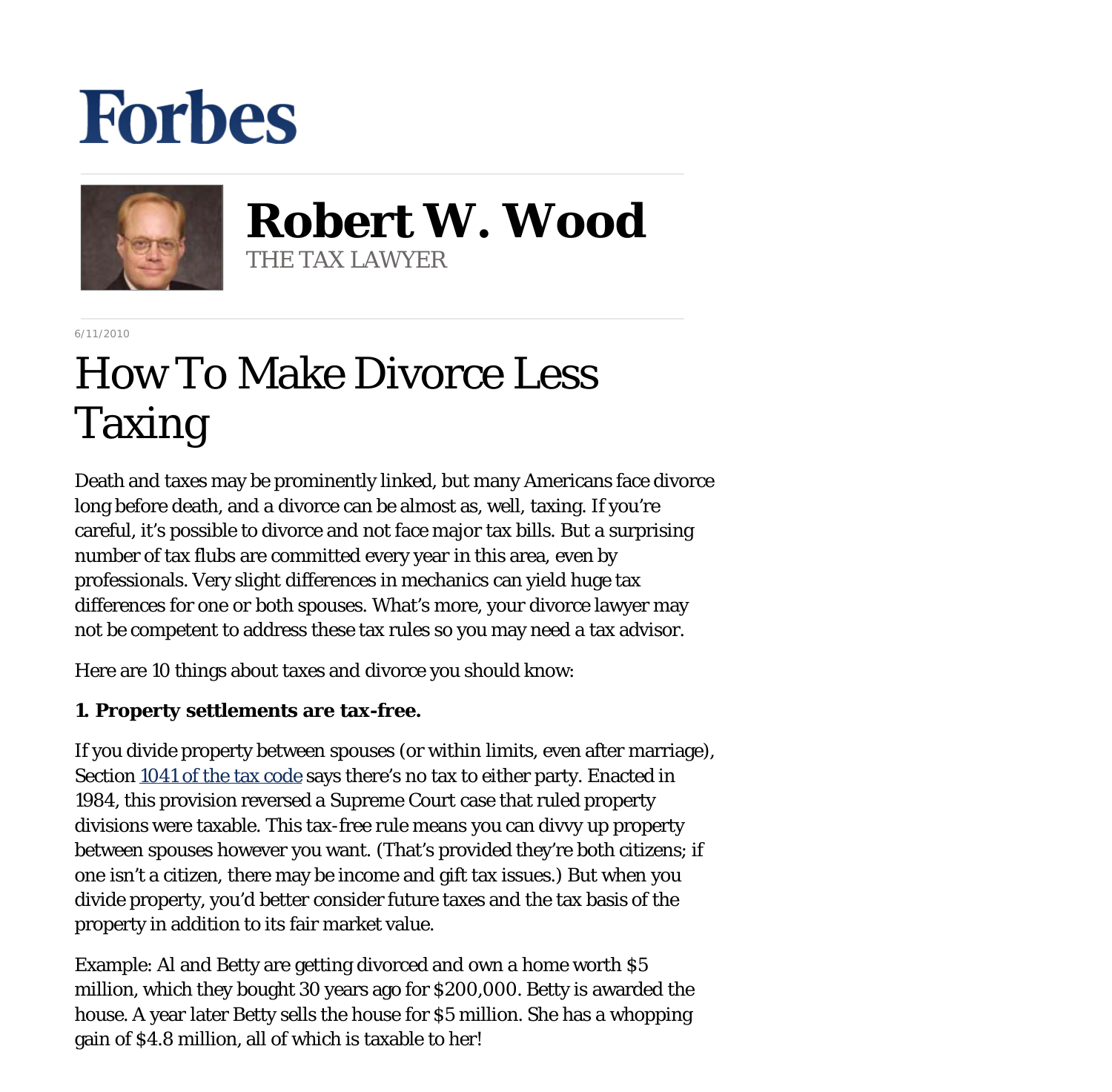Forbes

**Robert W. Wood**
THE TAX LAWYER

6/11/2010

# How To Make Divorce Less Taxing

Death and taxes may be prominently linked, but many Americans face divorce long before death, and a divorce can be almost as, well, taxing. If you're careful, it's possible to divorce and not face major tax bills. But a surprising number of tax flubs are committed every year in this area, even by professionals. Very slight differences in mechanics can yield huge tax differences for one or both spouses. What's more, your divorce lawyer may not be competent to address these tax rules so you may need a tax advisor.

Here are 10 things about taxes and divorce you should know:

**1. Property settlements are tax-free.**

If you divide property between spouses (or within limits, even after marriage), Section 1041 of the tax code says there's no tax to either party. Enacted in 1984, this provision reversed a Supreme Court case that ruled property divisions were taxable. This tax-free rule means you can divvy up property between spouses however you want. (That's provided they're both citizens; if one isn't a citizen, there may be income and gift tax issues.) But when you divide property, you'd better consider future taxes and the tax basis of the property in addition to its fair market value.

Example: Al and Betty are getting divorced and own a home worth $5 million, which they bought 30 years ago for $200,000. Betty is awarded the house. A year later Betty sells the house for $5 million. She has a whopping gain of $4.8 million, all of which is taxable to her!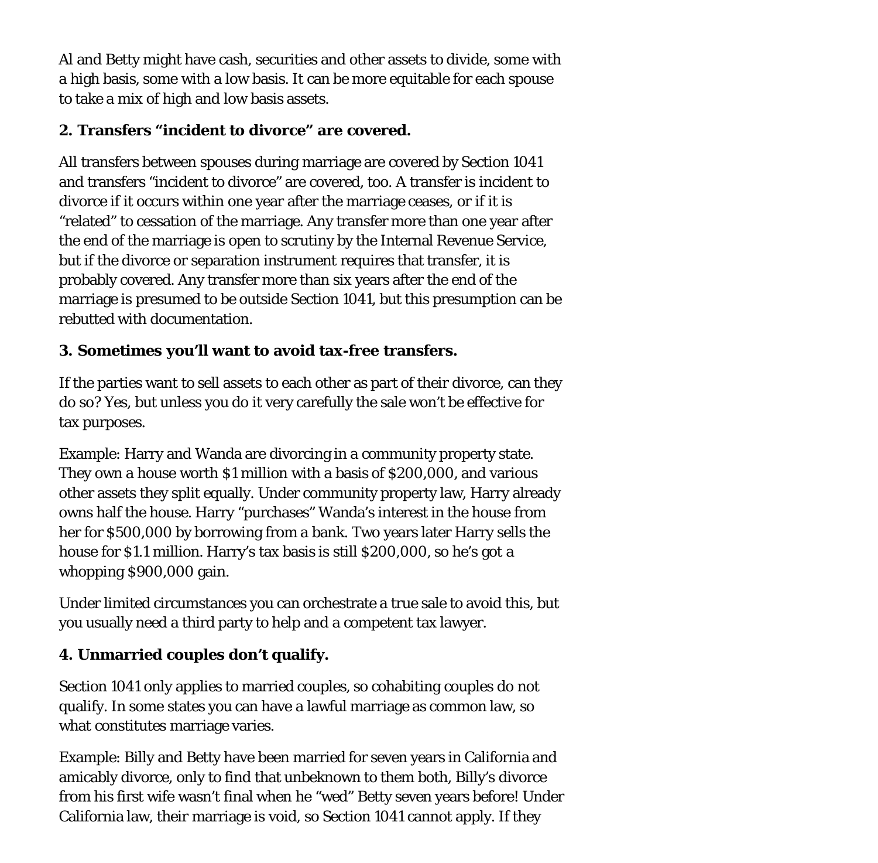Al and Betty might have cash, securities and other assets to divide, some with a high basis, some with a low basis. It can be more equitable for each spouse to take a mix of high and low basis assets.

**2. Transfers "incident to divorce" are covered.**

All transfers between spouses during marriage are covered by Section 1041 and transfers "incident to divorce" are covered, too. A transfer is incident to divorce if it occurs within one year after the marriage ceases, or if it is "related" to cessation of the marriage. Any transfer more than one year after the end of the marriage is open to scrutiny by the Internal Revenue Service, but if the divorce or separation instrument requires that transfer, it is probably covered. Any transfer more than six years after the end of the marriage is presumed to be outside Section 1041, but this presumption can be rebutted with documentation.

**3. Sometimes you'll want to avoid tax-free transfers.**

If the parties want to sell assets to each other as part of their divorce, can they do so? Yes, but unless you do it very carefully the sale won't be effective for tax purposes.

Example: Harry and Wanda are divorcing in a community property state. They own a house worth $1 million with a basis of $200,000, and various other assets they split equally. Under community property law, Harry already owns half the house. Harry "purchases" Wanda's interest in the house from her for $500,000 by borrowing from a bank. Two years later Harry sells the house for $1.1 million. Harry's tax basis is still $200,000, so he's got a whopping $900,000 gain.

Under limited circumstances you can orchestrate a true sale to avoid this, but you usually need a third party to help and a competent tax lawyer.

**4. Unmarried couples don't qualify.**

Section 1041 only applies to married couples, so cohabiting couples do not qualify. In some states you can have a lawful marriage as common law, so what constitutes marriage varies.

Example: Billy and Betty have been married for seven years in California and amicably divorce, only to find that unbeknown to them both, Billy's divorce from his first wife wasn't final when he "wed" Betty seven years before! Under California law, their marriage is void, so Section 1041 cannot apply. If they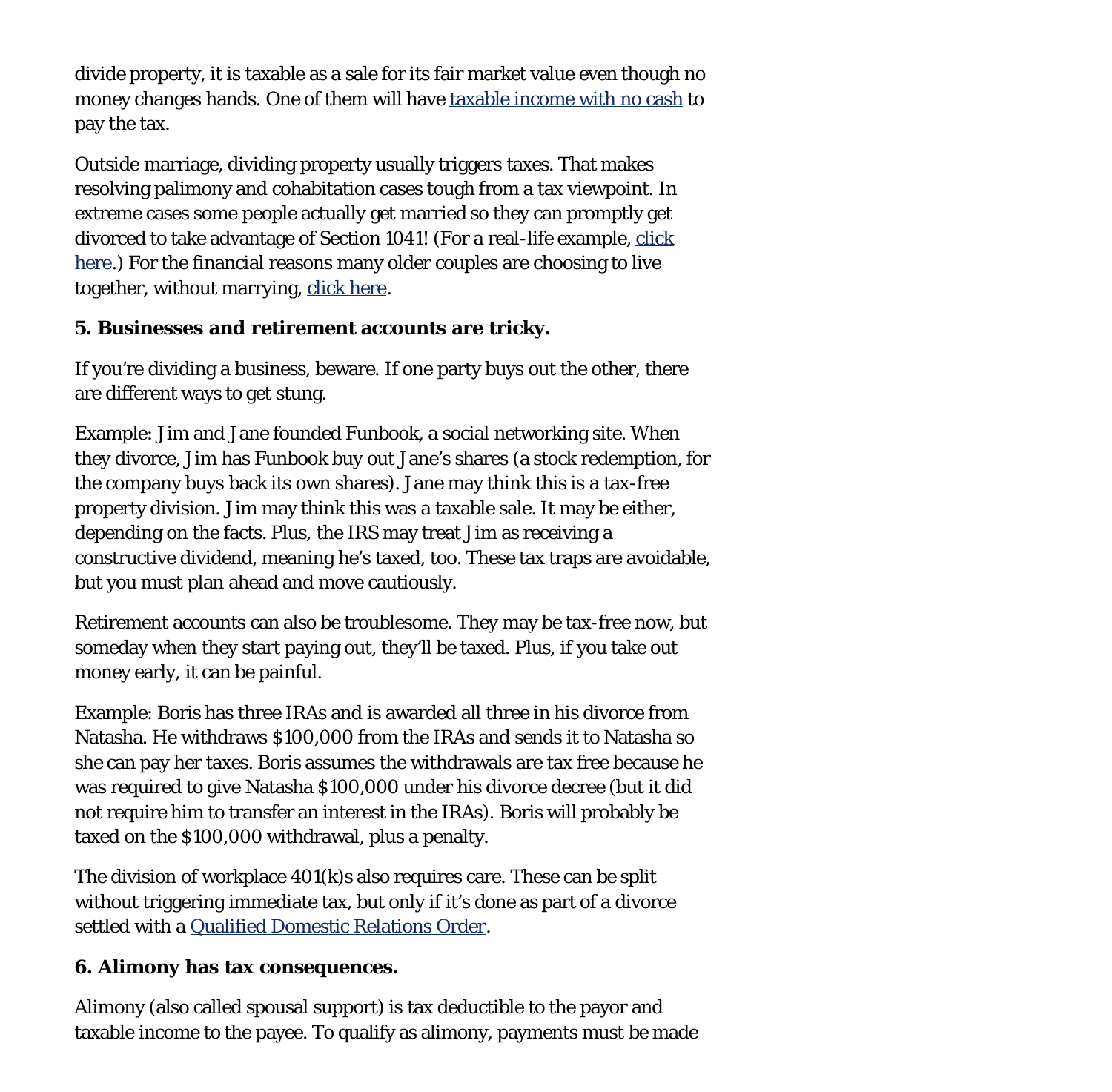divide property, it is taxable as a sale for its fair market value even though no money changes hands. One of them will have taxable income with no cash to pay the tax.

Outside marriage, dividing property usually triggers taxes. That makes resolving palimony and cohabitation cases tough from a tax viewpoint. In extreme cases some people actually get married so they can promptly get divorced to take advantage of Section 1041! (For a real-life example, click here.) For the financial reasons many older couples are choosing to live together, without marrying, click here.

**5. Businesses and retirement accounts are tricky.**

If you're dividing a business, beware. If one party buys out the other, there are different ways to get stung.

Example: Jim and Jane founded Funbook, a social networking site. When they divorce, Jim has Funbook buy out Jane's shares (a stock redemption, for the company buys back its own shares). Jane may think this is a tax-free property division. Jim may think this was a taxable sale. It may be either, depending on the facts. Plus, the IRS may treat Jim as receiving a constructive dividend, meaning he's taxed, too. These tax traps are avoidable, but you must plan ahead and move cautiously.

Retirement accounts can also be troublesome. They may be tax-free now, but someday when they start paying out, they'll be taxed. Plus, if you take out money early, it can be painful.

Example: Boris has three IRAs and is awarded all three in his divorce from Natasha. He withdraws $100,000 from the IRAs and sends it to Natasha so she can pay her taxes. Boris assumes the withdrawals are tax free because he was required to give Natasha $100,000 under his divorce decree (but it did not require him to transfer an interest in the IRAs). Boris will probably be taxed on the $100,000 withdrawal, plus a penalty.

The division of workplace 401(k)s also requires care. These can be split without triggering immediate tax, but only if it's done as part of a divorce settled with a Qualified Domestic Relations Order.

**6. Alimony has tax consequences.**

Alimony (also called spousal support) is tax deductible to the payor and taxable income to the payee. To qualify as alimony, payments must be made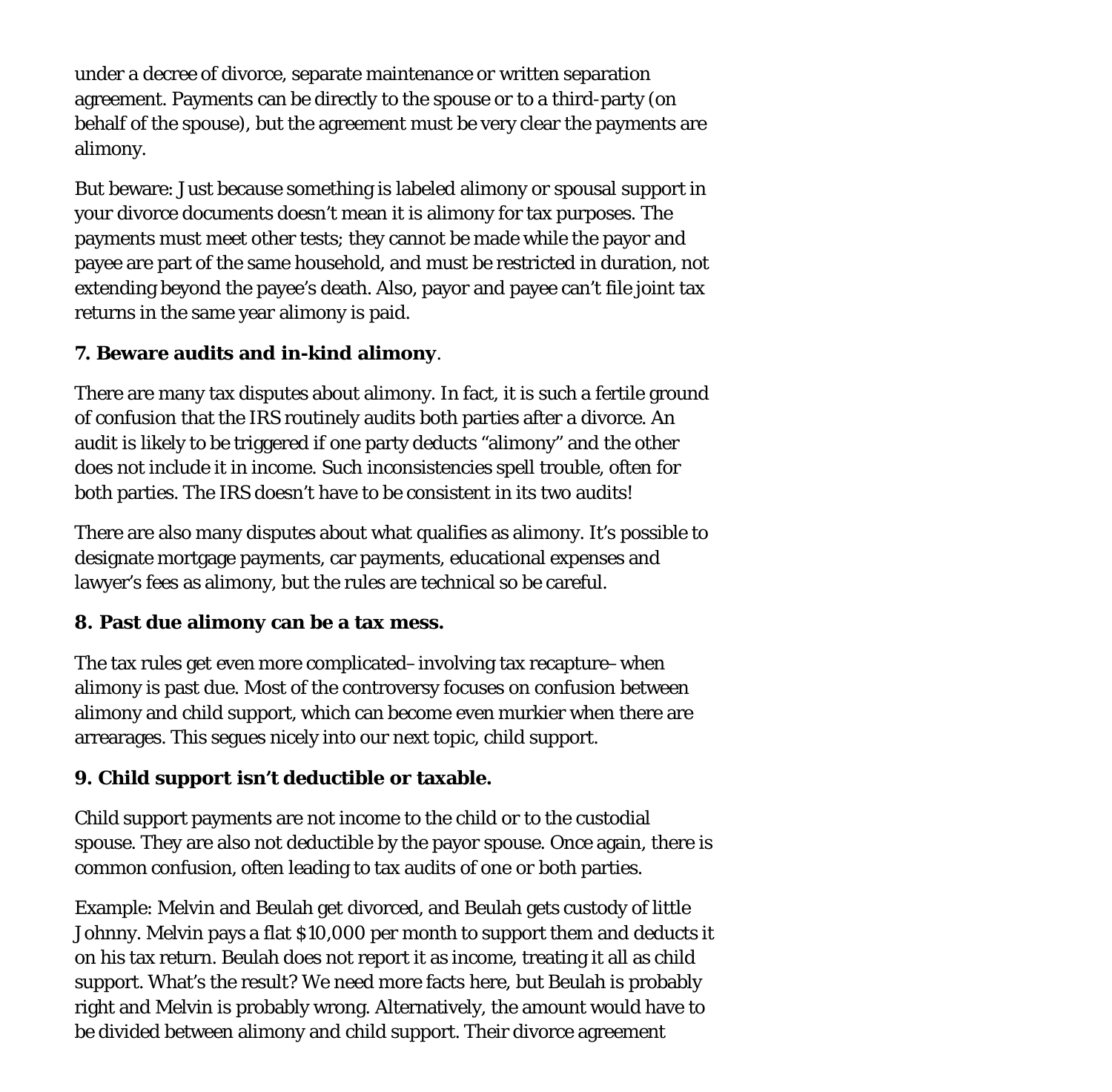under a decree of divorce, separate maintenance or written separation agreement. Payments can be directly to the spouse or to a third-party (on behalf of the spouse), but the agreement must be very clear the payments are alimony.

But beware: Just because something is labeled alimony or spousal support in your divorce documents doesn't mean it is alimony for tax purposes. The payments must meet other tests; they cannot be made while the payor and payee are part of the same household, and must be restricted in duration, not extending beyond the payee's death. Also, payor and payee can't file joint tax returns in the same year alimony is paid.

**7. Beware audits and in-kind alimony**.

There are many tax disputes about alimony. In fact, it is such a fertile ground of confusion that the IRS routinely audits both parties after a divorce. An audit is likely to be triggered if one party deducts "alimony" and the other does not include it in income. Such inconsistencies spell trouble, often for both parties. The IRS doesn't have to be consistent in its two audits!

There are also many disputes about what qualifies as alimony. It's possible to designate mortgage payments, car payments, educational expenses and lawyer's fees as alimony, but the rules are technical so be careful.

**8. Past due alimony can be a tax mess.**

The tax rules get even more complicated–involving tax recapture–when alimony is past due. Most of the controversy focuses on confusion between alimony and child support, which can become even murkier when there are arrearages. This segues nicely into our next topic, child support.

**9. Child support isn't deductible or taxable.**

Child support payments are not income to the child or to the custodial spouse. They are also not deductible by the payor spouse. Once again, there is common confusion, often leading to tax audits of one or both parties.

Example: Melvin and Beulah get divorced, and Beulah gets custody of little Johnny. Melvin pays a flat $10,000 per month to support them and deducts it on his tax return. Beulah does not report it as income, treating it all as child support. What's the result? We need more facts here, but Beulah is probably right and Melvin is probably wrong. Alternatively, the amount would have to be divided between alimony and child support. Their divorce agreement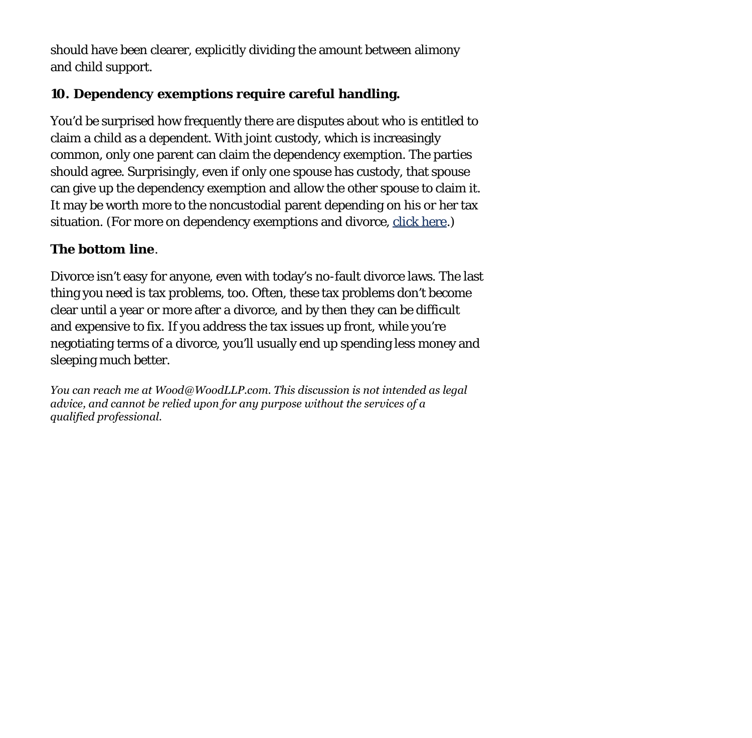should have been clearer, explicitly dividing the amount between alimony and child support.

**10. Dependency exemptions require careful handling.**

You'd be surprised how frequently there are disputes about who is entitled to claim a child as a dependent. With joint custody, which is increasingly common, only one parent can claim the dependency exemption. The parties should agree. Surprisingly, even if only one spouse has custody, that spouse can give up the dependency exemption and allow the other spouse to claim it. It may be worth more to the noncustodial parent depending on his or her tax situation. (For more on dependency exemptions and divorce, click here.)

**The bottom line**.

Divorce isn't easy for anyone, even with today's no-fault divorce laws. The last thing you need is tax problems, too. Often, these tax problems don't become clear until a year or more after a divorce, and by then they can be difficult and expensive to fix. If you address the tax issues up front, while you're negotiating terms of a divorce, you'll usually end up spending less money and sleeping much better.

*You can reach me at Wood@WoodLLP.com. This discussion is not intended as legal advice, and cannot be relied upon for any purpose without the services of a qualified professional.*